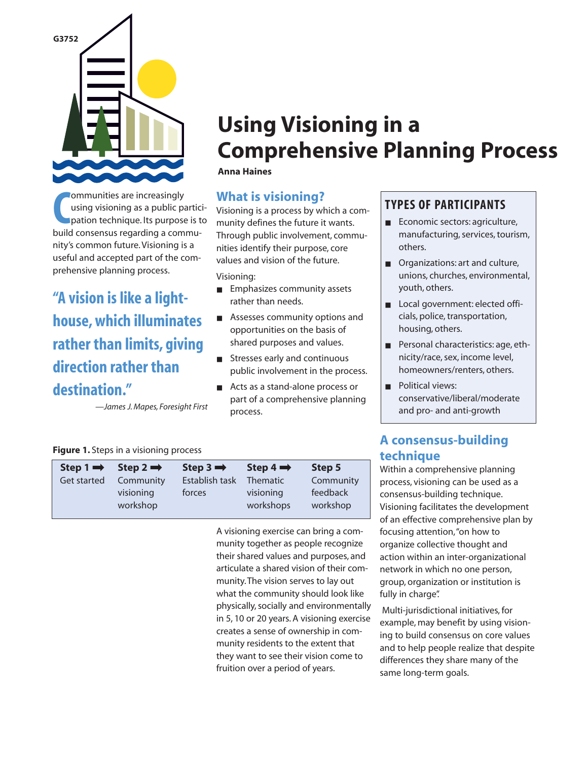G3752

# Using Visioning in a Comprehensive Planning Process

**Anna Haines**

Communities are increasingly using visioning as a public participation technique. Its purpose is to build consensus regarding a community's common future. Visioning is a useful and accepted part of the comprehensive planning process.

**"A vision is like a lighthouse, which illuminates rather than limits, giving direction rather than destination."**

—*James J. Mapes, Foresight First*

## What is visioning?

Visioning is a process by which a community defines the future it wants. Through public involvement, communities identify their purpose, core values and vision of the future.

Visioning:

- Emphasizes community assets rather than needs.
- Assesses community options and opportunities on the basis of shared purposes and values.
- Stresses early and continuous public involvement in the process.
- Acts as a stand-alone process or part of a comprehensive planning process.

**Figure 1.** Steps in a visioning process

| Step 1 ➡ | Step 2 ➡ | Step 3 ➡ | Step 4 ➡ | Step 5 |
|---|---|---|---|---|
| Get started | Community visioning workshop | Establish task forces | Thematic visioning workshops | Community feedback workshop |

A visioning exercise can bring a community together as people recognize their shared values and purposes, and articulate a shared vision of their community. The vision serves to lay out what the community should look like physically, socially and environmentally in 5, 10 or 20 years. A visioning exercise creates a sense of ownership in community residents to the extent that they want to see their vision come to fruition over a period of years.

### TYPES OF PARTICIPANTS

- Economic sectors: agriculture, manufacturing, services, tourism, others.
- Organizations: art and culture, unions, churches, environmental, youth, others.
- Local government: elected officials, police, transportation, housing, others.
- Personal characteristics: age, ethnicity/race, sex, income level, homeowners/renters, others.
- Political views: conservative/liberal/moderate and pro- and anti-growth

## A consensus-building technique

Within a comprehensive planning process, visioning can be used as a consensus-building technique. Visioning facilitates the development of an effective comprehensive plan by focusing attention, "on how to organize collective thought and action within an inter-organizational network in which no one person, group, organization or institution is fully in charge".

Multi-jurisdictional initiatives, for example, may benefit by using visioning to build consensus on core values and to help people realize that despite differences they share many of the same long-term goals.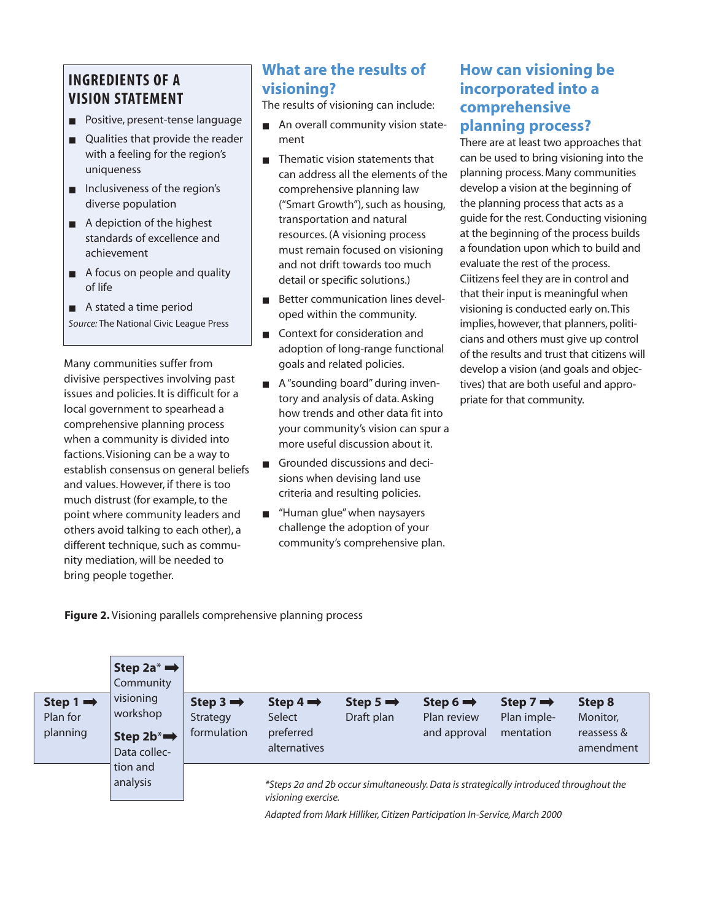### INGREDIENTS OF A VISION STATEMENT

- Positive, present-tense language
- Qualities that provide the reader with a feeling for the region's uniqueness
- Inclusiveness of the region's diverse population
- A depiction of the highest standards of excellence and achievement
- A focus on people and quality of life
- A stated a time period

*Source:* The National Civic League Press

Many communities suffer from divisive perspectives involving past issues and policies. It is difficult for a local government to spearhead a comprehensive planning process when a community is divided into factions. Visioning can be a way to establish consensus on general beliefs and values. However, if there is too much distrust (for example, to the point where community leaders and others avoid talking to each other), a different technique, such as community mediation, will be needed to bring people together.

## What are the results of visioning?

The results of visioning can include:

- An overall community vision statement
- Thematic vision statements that can address all the elements of the comprehensive planning law ("Smart Growth"), such as housing, transportation and natural resources. (A visioning process must remain focused on visioning and not drift towards too much detail or specific solutions.)
- Better communication lines developed within the community.
- Context for consideration and adoption of long-range functional goals and related policies.
- A "sounding board" during inventory and analysis of data. Asking how trends and other data fit into your community's vision can spur a more useful discussion about it.
- Grounded discussions and decisions when devising land use criteria and resulting policies.
- "Human glue" when naysayers challenge the adoption of your community's comprehensive plan.

## How can visioning be incorporated into a comprehensive planning process?

There are at least two approaches that can be used to bring visioning into the planning process. Many communities develop a vision at the beginning of the planning process that acts as a guide for the rest. Conducting visioning at the beginning of the process builds a foundation upon which to build and evaluate the rest of the process. Ciitizens feel they are in control and that their input is meaningful when visioning is conducted early on. This implies, however, that planners, politicians and others must give up control of the results and trust that citizens will develop a vision (and goals and objectives) that are both useful and appropriate for that community.

**Figure 2.** Visioning parallels comprehensive planning process

**Step 1 ➡** Plan for planning

**Step 2a\* ➡** Community visioning workshop

**Step 2b\* ➡** Data collection and analysis

**Step 3 ➡** Strategy formulation

**Step 4 ➡** Select preferred alternatives

**Step 5 ➡** Draft plan

**Step 6 ➡** Plan review and approval

**Step 7 ➡** Plan implementation

**Step 8** Monitor, reassess & amendment

*\*Steps 2a and 2b occur simultaneously. Data is strategically introduced throughout the visioning exercise.*

*Adapted from Mark Hilliker, Citizen Participation In-Service, March 2000*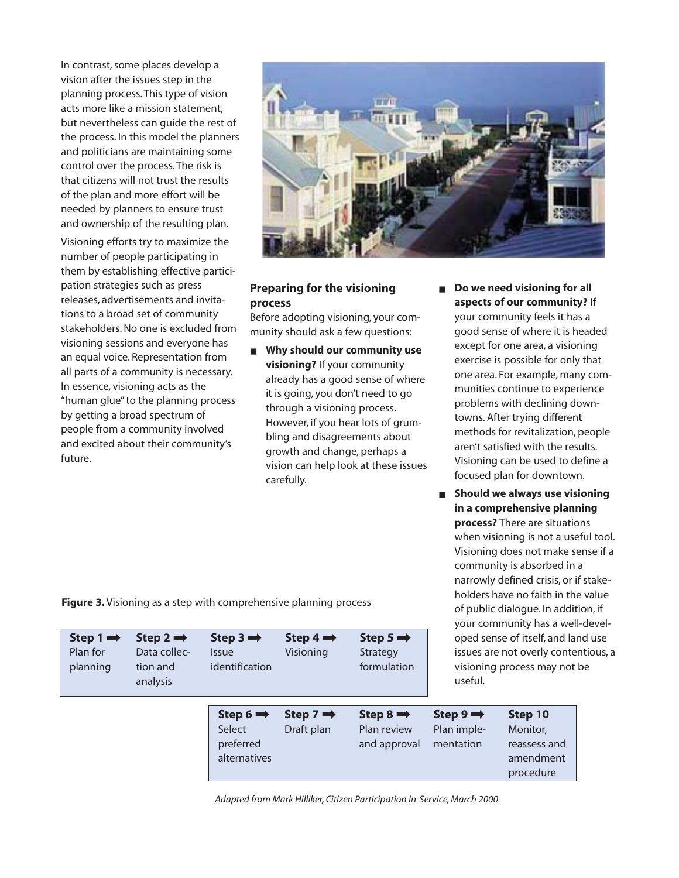In contrast, some places develop a vision after the issues step in the planning process. This type of vision acts more like a mission statement, but nevertheless can guide the rest of the process. In this model the planners and politicians are maintaining some control over the process. The risk is that citizens will not trust the results of the plan and more effort will be needed by planners to ensure trust and ownership of the resulting plan.

Visioning efforts try to maximize the number of people participating in them by establishing effective participation strategies such as press releases, advertisements and invitations to a broad set of community stakeholders. No one is excluded from visioning sessions and everyone has an equal voice. Representation from all parts of a community is necessary. In essence, visioning acts as the "human glue" to the planning process by getting a broad spectrum of people from a community involved and excited about their community's future.

### Preparing for the visioning process

Before adopting visioning, your community should ask a few questions:

- **Why should our community use visioning?** If your community already has a good sense of where it is going, you don't need to go through a visioning process. However, if you hear lots of grumbling and disagreements about growth and change, perhaps a vision can help look at these issues carefully.
- **Do we need visioning for all aspects of our community?** If your community feels it has a good sense of where it is headed except for one area, a visioning exercise is possible for only that one area. For example, many communities continue to experience problems with declining downtowns. After trying different methods for revitalization, people aren't satisfied with the results. Visioning can be used to define a focused plan for downtown.
- **Should we always use visioning in a comprehensive planning process?** There are situations when visioning is not a useful tool. Visioning does not make sense if a community is absorbed in a narrowly defined crisis, or if stakeholders have no faith in the value of public dialogue. In addition, if your community has a well-developed sense of itself, and land use issues are not overly contentious, a visioning process may not be useful.

**Figure 3.** Visioning as a step with comprehensive planning process

| | | | | |
|---|---|---|---|---|
| **Step 1 ➡** Plan for planning | **Step 2 ➡** Data collection and analysis | **Step 3 ➡** Issue identification | **Step 4 ➡** Visioning | **Step 5 ➡** Strategy formulation |
| **Step 6 ➡** Select preferred alternatives | **Step 7 ➡** Draft plan | **Step 8 ➡** Plan review and approval | **Step 9 ➡** Plan implementation | **Step 10** Monitor, reassess and amendment procedure |

*Adapted from Mark Hilliker, Citizen Participation In-Service, March 2000*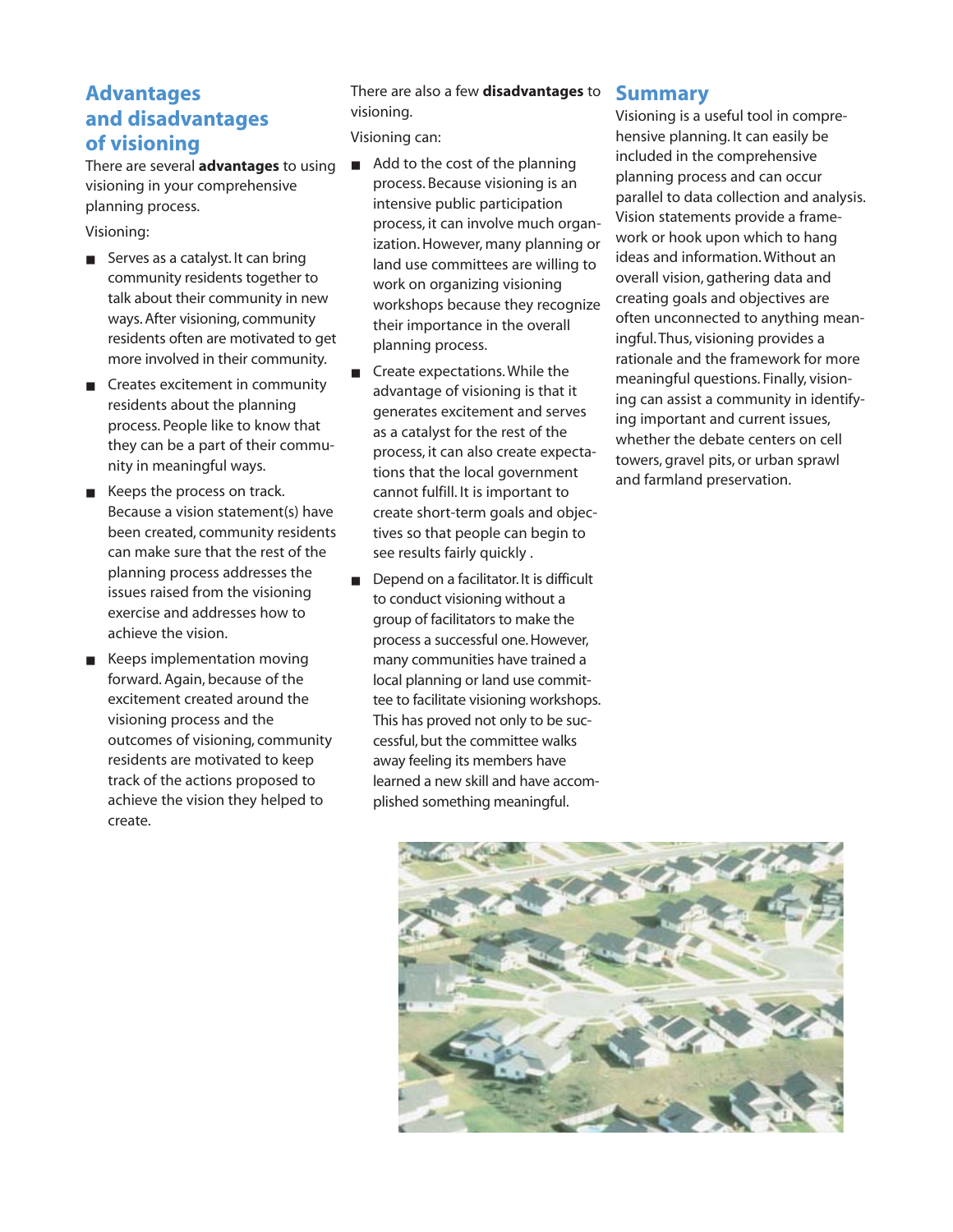## Advantages and disadvantages of visioning

There are several **advantages** to using visioning in your comprehensive planning process.

Visioning:

- Serves as a catalyst. It can bring community residents together to talk about their community in new ways. After visioning, community residents often are motivated to get more involved in their community.
- Creates excitement in community residents about the planning process. People like to know that they can be a part of their community in meaningful ways.
- Keeps the process on track. Because a vision statement(s) have been created, community residents can make sure that the rest of the planning process addresses the issues raised from the visioning exercise and addresses how to achieve the vision.
- Keeps implementation moving forward. Again, because of the excitement created around the visioning process and the outcomes of visioning, community residents are motivated to keep track of the actions proposed to achieve the vision they helped to create.

There are also a few **disadvantages** to visioning.

Visioning can:

- Add to the cost of the planning process. Because visioning is an intensive public participation process, it can involve much organization. However, many planning or land use committees are willing to work on organizing visioning workshops because they recognize their importance in the overall planning process.
- Create expectations. While the advantage of visioning is that it generates excitement and serves as a catalyst for the rest of the process, it can also create expectations that the local government cannot fulfill. It is important to create short-term goals and objectives so that people can begin to see results fairly quickly .
- Depend on a facilitator. It is difficult to conduct visioning without a group of facilitators to make the process a successful one. However, many communities have trained a local planning or land use committee to facilitate visioning workshops. This has proved not only to be successful, but the committee walks away feeling its members have learned a new skill and have accomplished something meaningful.

## Summary

Visioning is a useful tool in comprehensive planning. It can easily be included in the comprehensive planning process and can occur parallel to data collection and analysis. Vision statements provide a framework or hook upon which to hang ideas and information. Without an overall vision, gathering data and creating goals and objectives are often unconnected to anything meaningful. Thus, visioning provides a rationale and the framework for more meaningful questions. Finally, visioning can assist a community in identifying important and current issues, whether the debate centers on cell towers, gravel pits, or urban sprawl and farmland preservation.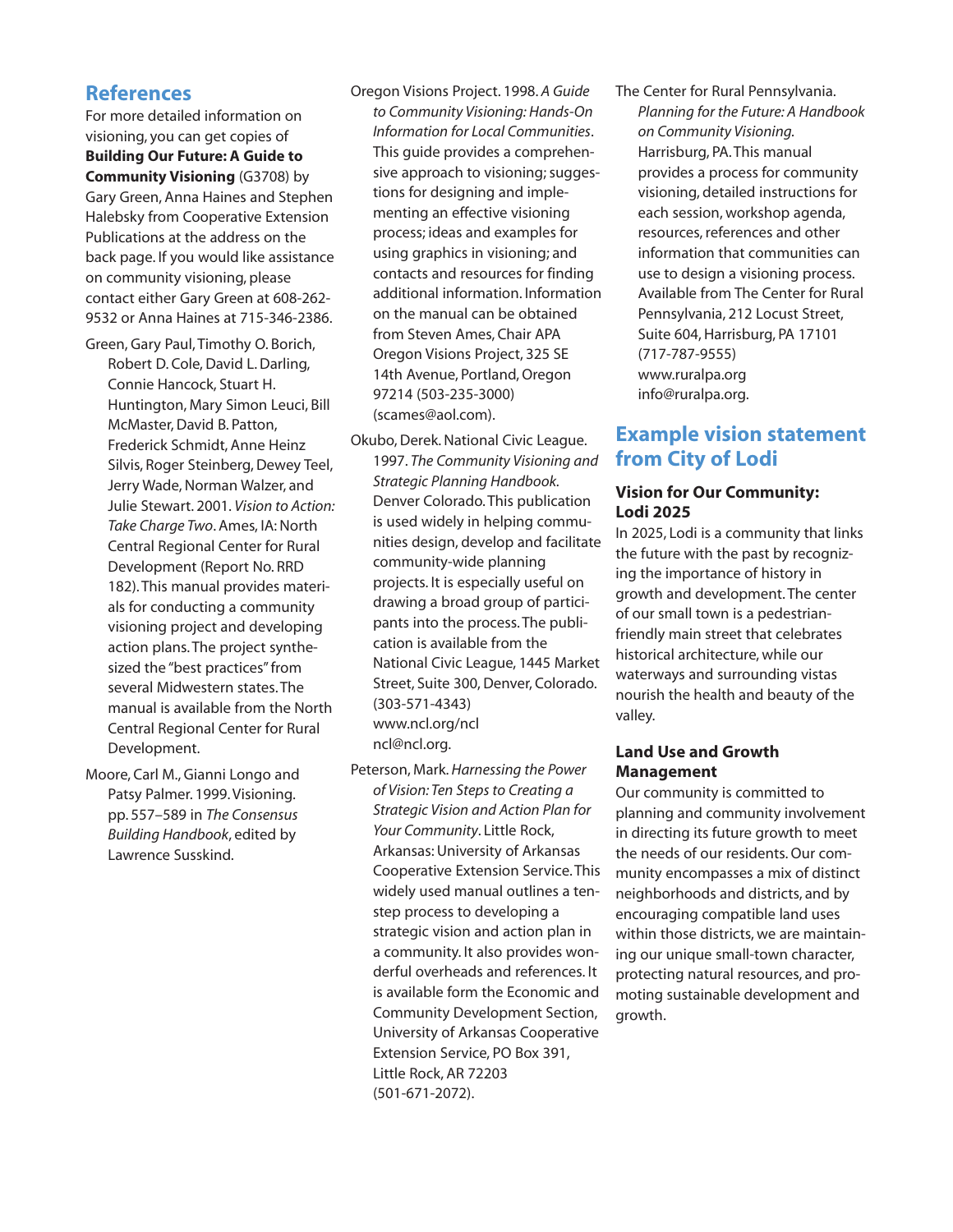## References

For more detailed information on visioning, you can get copies of **Building Our Future: A Guide to Community Visioning** (G3708) by Gary Green, Anna Haines and Stephen Halebsky from Cooperative Extension Publications at the address on the back page. If you would like assistance on community visioning, please contact either Gary Green at 608-262-9532 or Anna Haines at 715-346-2386.

Green, Gary Paul, Timothy O. Borich, Robert D. Cole, David L. Darling, Connie Hancock, Stuart H. Huntington, Mary Simon Leuci, Bill McMaster, David B. Patton, Frederick Schmidt, Anne Heinz Silvis, Roger Steinberg, Dewey Teel, Jerry Wade, Norman Walzer, and Julie Stewart. 2001. *Vision to Action: Take Charge Two*. Ames, IA: North Central Regional Center for Rural Development (Report No. RRD 182). This manual provides materials for conducting a community visioning project and developing action plans. The project synthesized the "best practices" from several Midwestern states. The manual is available from the North Central Regional Center for Rural Development.

Moore, Carl M., Gianni Longo and Patsy Palmer. 1999. Visioning. pp. 557–589 in *The Consensus Building Handbook*, edited by Lawrence Susskind.

Oregon Visions Project. 1998. *A Guide to Community Visioning: Hands-On Information for Local Communities*. This guide provides a comprehensive approach to visioning; suggestions for designing and implementing an effective visioning process; ideas and examples for using graphics in visioning; and contacts and resources for finding additional information. Information on the manual can be obtained from Steven Ames, Chair APA Oregon Visions Project, 325 SE 14th Avenue, Portland, Oregon 97214 (503-235-3000) (scames@aol.com).

Okubo, Derek. National Civic League. 1997. *The Community Visioning and Strategic Planning Handbook*. Denver Colorado. This publication is used widely in helping communities design, develop and facilitate community-wide planning projects. It is especially useful on drawing a broad group of participants into the process. The publication is available from the National Civic League, 1445 Market Street, Suite 300, Denver, Colorado. (303-571-4343) www.ncl.org/ncl ncl@ncl.org.

Peterson, Mark. *Harnessing the Power of Vision: Ten Steps to Creating a Strategic Vision and Action Plan for Your Community*. Little Rock, Arkansas: University of Arkansas Cooperative Extension Service. This widely used manual outlines a ten-step process to developing a strategic vision and action plan in a community. It also provides wonderful overheads and references. It is available form the Economic and Community Development Section, University of Arkansas Cooperative Extension Service, PO Box 391, Little Rock, AR 72203 (501-671-2072).

The Center for Rural Pennsylvania. *Planning for the Future: A Handbook on Community Visioning*. Harrisburg, PA. This manual provides a process for community visioning, detailed instructions for each session, workshop agenda, resources, references and other information that communities can use to design a visioning process. Available from The Center for Rural Pennsylvania, 212 Locust Street, Suite 604, Harrisburg, PA 17101 (717-787-9555) www.ruralpa.org info@ruralpa.org.

## Example vision statement from City of Lodi

### Vision for Our Community: Lodi 2025

In 2025, Lodi is a community that links the future with the past by recognizing the importance of history in growth and development. The center of our small town is a pedestrian-friendly main street that celebrates historical architecture, while our waterways and surrounding vistas nourish the health and beauty of the valley.

### Land Use and Growth Management

Our community is committed to planning and community involvement in directing its future growth to meet the needs of our residents. Our community encompasses a mix of distinct neighborhoods and districts, and by encouraging compatible land uses within those districts, we are maintaining our unique small-town character, protecting natural resources, and promoting sustainable development and growth.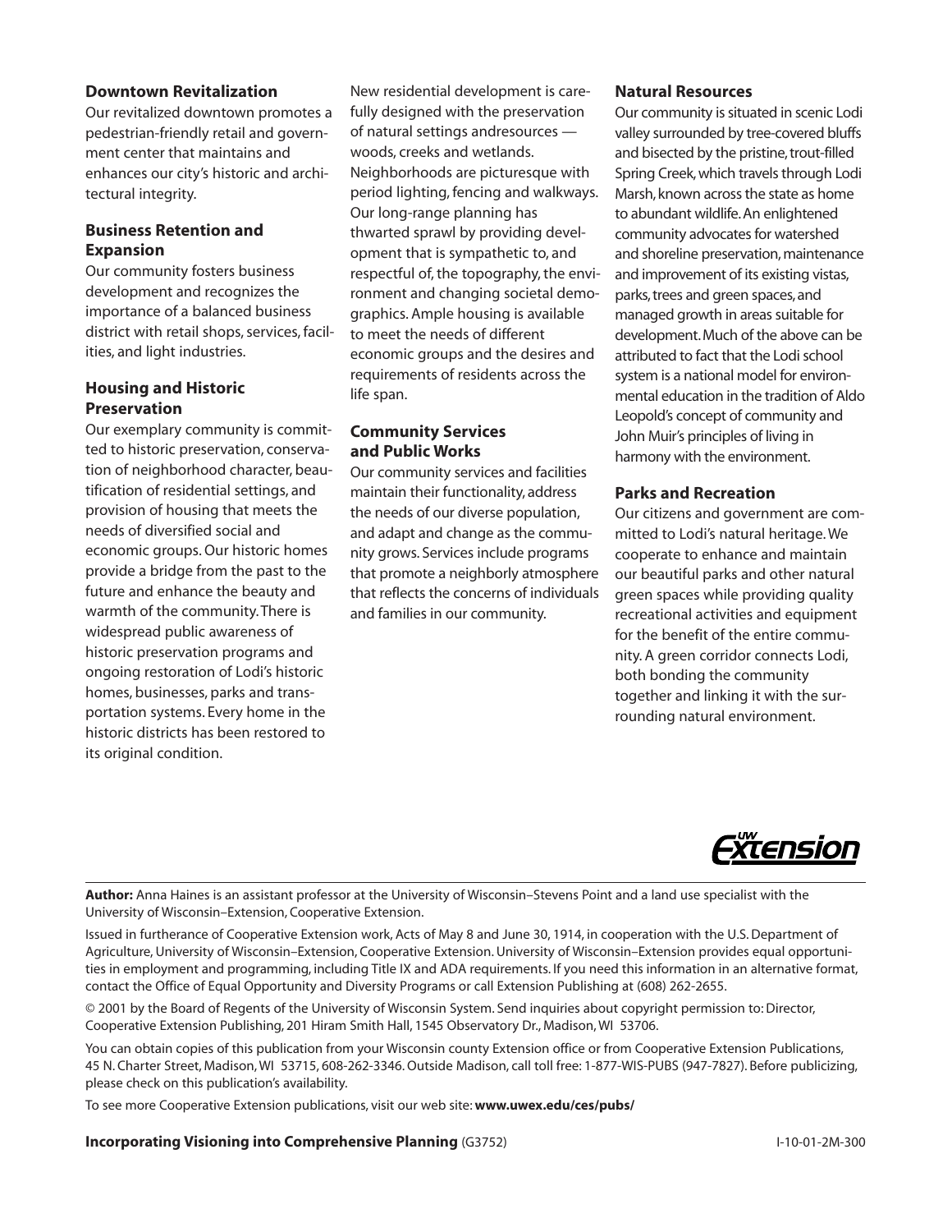### Downtown Revitalization

Our revitalized downtown promotes a pedestrian-friendly retail and government center that maintains and enhances our city's historic and architectural integrity.

### Business Retention and Expansion

Our community fosters business development and recognizes the importance of a balanced business district with retail shops, services, facilities, and light industries.

### Housing and Historic Preservation

Our exemplary community is committed to historic preservation, conservation of neighborhood character, beautification of residential settings, and provision of housing that meets the needs of diversified social and economic groups. Our historic homes provide a bridge from the past to the future and enhance the beauty and warmth of the community. There is widespread public awareness of historic preservation programs and ongoing restoration of Lodi's historic homes, businesses, parks and transportation systems. Every home in the historic districts has been restored to its original condition.

New residential development is carefully designed with the preservation of natural settings andresources — woods, creeks and wetlands. Neighborhoods are picturesque with period lighting, fencing and walkways. Our long-range planning has thwarted sprawl by providing development that is sympathetic to, and respectful of, the topography, the environment and changing societal demographics. Ample housing is available to meet the needs of different economic groups and the desires and requirements of residents across the life span.

### Community Services and Public Works

Our community services and facilities maintain their functionality, address the needs of our diverse population, and adapt and change as the community grows. Services include programs that promote a neighborly atmosphere that reflects the concerns of individuals and families in our community.

### Natural Resources

Our community is situated in scenic Lodi valley surrounded by tree-covered bluffs and bisected by the pristine, trout-filled Spring Creek, which travels through Lodi Marsh, known across the state as home to abundant wildlife. An enlightened community advocates for watershed and shoreline preservation, maintenance and improvement of its existing vistas, parks, trees and green spaces, and managed growth in areas suitable for development. Much of the above can be attributed to fact that the Lodi school system is a national model for environmental education in the tradition of Aldo Leopold's concept of community and John Muir's principles of living in harmony with the environment.

### Parks and Recreation

Our citizens and government are committed to Lodi's natural heritage. We cooperate to enhance and maintain our beautiful parks and other natural green spaces while providing quality recreational activities and equipment for the benefit of the entire community. A green corridor connects Lodi, both bonding the community together and linking it with the surrounding natural environment.

UW Extension

---

**Author:** Anna Haines is an assistant professor at the University of Wisconsin–Stevens Point and a land use specialist with the University of Wisconsin–Extension, Cooperative Extension.

Issued in furtherance of Cooperative Extension work, Acts of May 8 and June 30, 1914, in cooperation with the U.S. Department of Agriculture, University of Wisconsin–Extension, Cooperative Extension. University of Wisconsin–Extension provides equal opportunities in employment and programming, including Title IX and ADA requirements. If you need this information in an alternative format, contact the Office of Equal Opportunity and Diversity Programs or call Extension Publishing at (608) 262-2655.

© 2001 by the Board of Regents of the University of Wisconsin System. Send inquiries about copyright permission to: Director, Cooperative Extension Publishing, 201 Hiram Smith Hall, 1545 Observatory Dr., Madison, WI 53706.

You can obtain copies of this publication from your Wisconsin county Extension office or from Cooperative Extension Publications, 45 N. Charter Street, Madison, WI 53715, 608-262-3346. Outside Madison, call toll free: 1-877-WIS-PUBS (947-7827). Before publicizing, please check on this publication's availability.

To see more Cooperative Extension publications, visit our web site: **www.uwex.edu/ces/pubs/**

**Incorporating Visioning into Comprehensive Planning** (G3752) I-10-01-2M-300